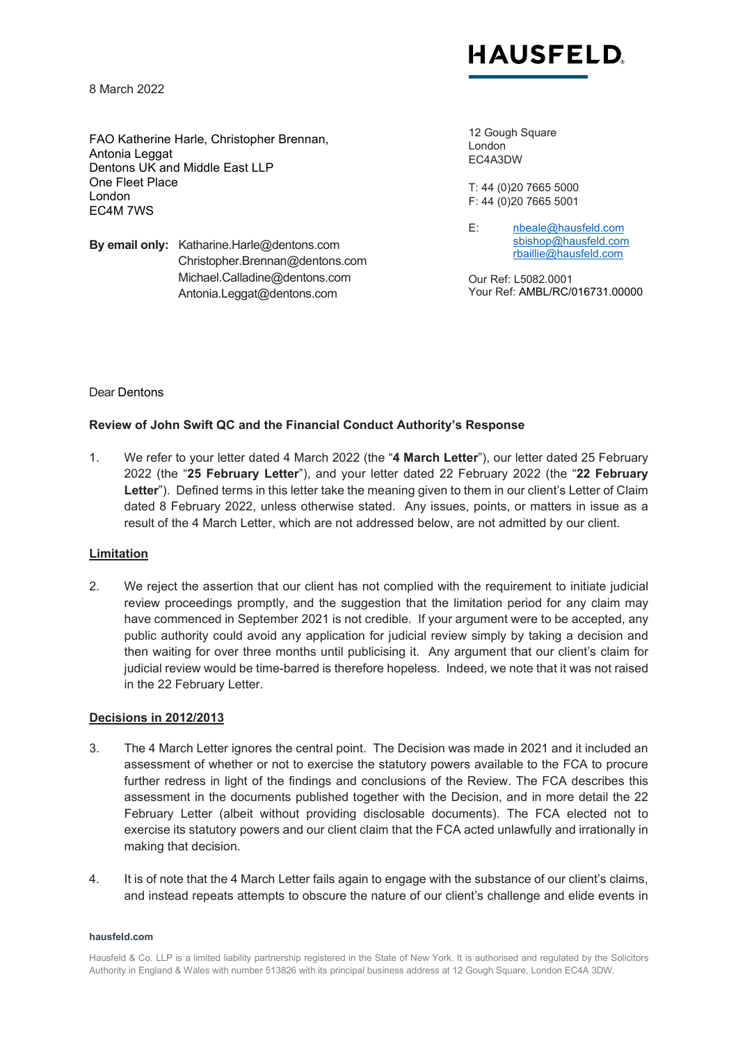**HAUSFELD**

8 March 2022

FAO Katherine Harle, Christopher Brennan, Antonia Leggat
Dentons UK and Middle East LLP
One Fleet Place
London
EC4M 7WS

**By email only:** Katharine.Harle@dentons.com
Christopher.Brennan@dentons.com
Michael.Calladine@dentons.com
Antonia.Leggat@dentons.com

12 Gough Square
London
EC4A3DW

T: 44 (0)20 7665 5000
F: 44 (0)20 7665 5001

E: nbeale@hausfeld.com
sbishop@hausfeld.com
rbaillie@hausfeld.com

Our Ref: L5082.0001
Your Ref: AMBL/RC/016731.00000

Dear Dentons

**Review of John Swift QC and the Financial Conduct Authority's Response**

1. We refer to your letter dated 4 March 2022 (the "**4 March Letter**"), our letter dated 25 February 2022 (the "**25 February Letter**"), and your letter dated 22 February 2022 (the "**22 February Letter**"). Defined terms in this letter take the meaning given to them in our client's Letter of Claim dated 8 February 2022, unless otherwise stated. Any issues, points, or matters in issue as a result of the 4 March Letter, which are not addressed below, are not admitted by our client.

**Limitation**

2. We reject the assertion that our client has not complied with the requirement to initiate judicial review proceedings promptly, and the suggestion that the limitation period for any claim may have commenced in September 2021 is not credible. If your argument were to be accepted, any public authority could avoid any application for judicial review simply by taking a decision and then waiting for over three months until publicising it. Any argument that our client's claim for judicial review would be time-barred is therefore hopeless. Indeed, we note that it was not raised in the 22 February Letter.

**Decisions in 2012/2013**

3. The 4 March Letter ignores the central point. The Decision was made in 2021 and it included an assessment of whether or not to exercise the statutory powers available to the FCA to procure further redress in light of the findings and conclusions of the Review. The FCA describes this assessment in the documents published together with the Decision, and in more detail the 22 February Letter (albeit without providing disclosable documents). The FCA elected not to exercise its statutory powers and our client claim that the FCA acted unlawfully and irrationally in making that decision.

4. It is of note that the 4 March Letter fails again to engage with the substance of our client's claims, and instead repeats attempts to obscure the nature of our client's challenge and elide events in

**hausfeld.com**

Hausfeld & Co. LLP is a limited liability partnership registered in the State of New York. It is authorised and regulated by the Solicitors Authority in England & Wales with number 513826 with its principal business address at 12 Gough Square, London EC4A 3DW.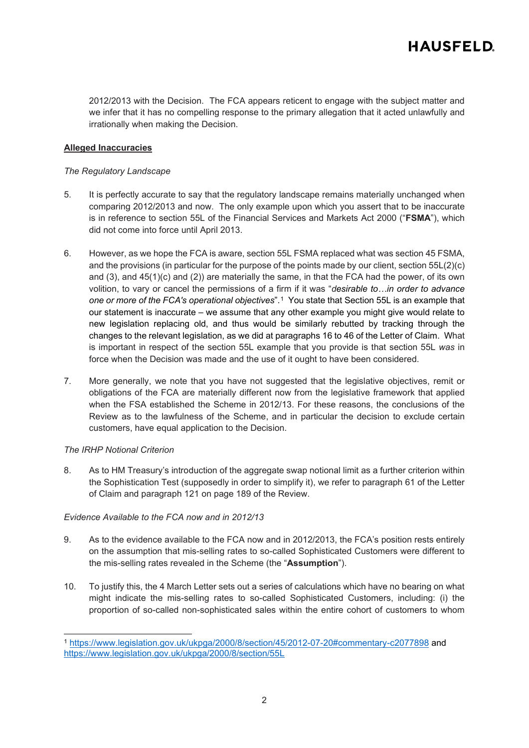2012/2013 with the Decision. The FCA appears reticent to engage with the subject matter and we infer that it has no compelling response to the primary allegation that it acted unlawfully and irrationally when making the Decision.

**Alleged Inaccuracies**

*The Regulatory Landscape*

5. It is perfectly accurate to say that the regulatory landscape remains materially unchanged when comparing 2012/2013 and now. The only example upon which you assert that to be inaccurate is in reference to section 55L of the Financial Services and Markets Act 2000 ("**FSMA**"), which did not come into force until April 2013.

6. However, as we hope the FCA is aware, section 55L FSMA replaced what was section 45 FSMA, and the provisions (in particular for the purpose of the points made by our client, section 55L(2)(c) and (3), and 45(1)(c) and (2)) are materially the same, in that the FCA had the power, of its own volition, to vary or cancel the permissions of a firm if it was "*desirable to…in order to advance one or more of the FCA's operational objectives*".[1] You state that Section 55L is an example that our statement is inaccurate – we assume that any other example you might give would relate to new legislation replacing old, and thus would be similarly rebutted by tracking through the changes to the relevant legislation, as we did at paragraphs 16 to 46 of the Letter of Claim. What is important in respect of the section 55L example that you provide is that section 55L *was* in force when the Decision was made and the use of it ought to have been considered.

7. More generally, we note that you have not suggested that the legislative objectives, remit or obligations of the FCA are materially different now from the legislative framework that applied when the FSA established the Scheme in 2012/13. For these reasons, the conclusions of the Review as to the lawfulness of the Scheme, and in particular the decision to exclude certain customers, have equal application to the Decision.

*The IRHP Notional Criterion*

8. As to HM Treasury's introduction of the aggregate swap notional limit as a further criterion within the Sophistication Test (supposedly in order to simplify it), we refer to paragraph 61 of the Letter of Claim and paragraph 121 on page 189 of the Review.

*Evidence Available to the FCA now and in 2012/13*

9. As to the evidence available to the FCA now and in 2012/2013, the FCA's position rests entirely on the assumption that mis-selling rates to so-called Sophisticated Customers were different to the mis-selling rates revealed in the Scheme (the "**Assumption**").

10. To justify this, the 4 March Letter sets out a series of calculations which have no bearing on what might indicate the mis-selling rates to so-called Sophisticated Customers, including: (i) the proportion of so-called non-sophisticated sales within the entire cohort of customers to whom

---

[1] https://www.legislation.gov.uk/ukpga/2000/8/section/45/2012-07-20#commentary-c2077898 and https://www.legislation.gov.uk/ukpga/2000/8/section/55L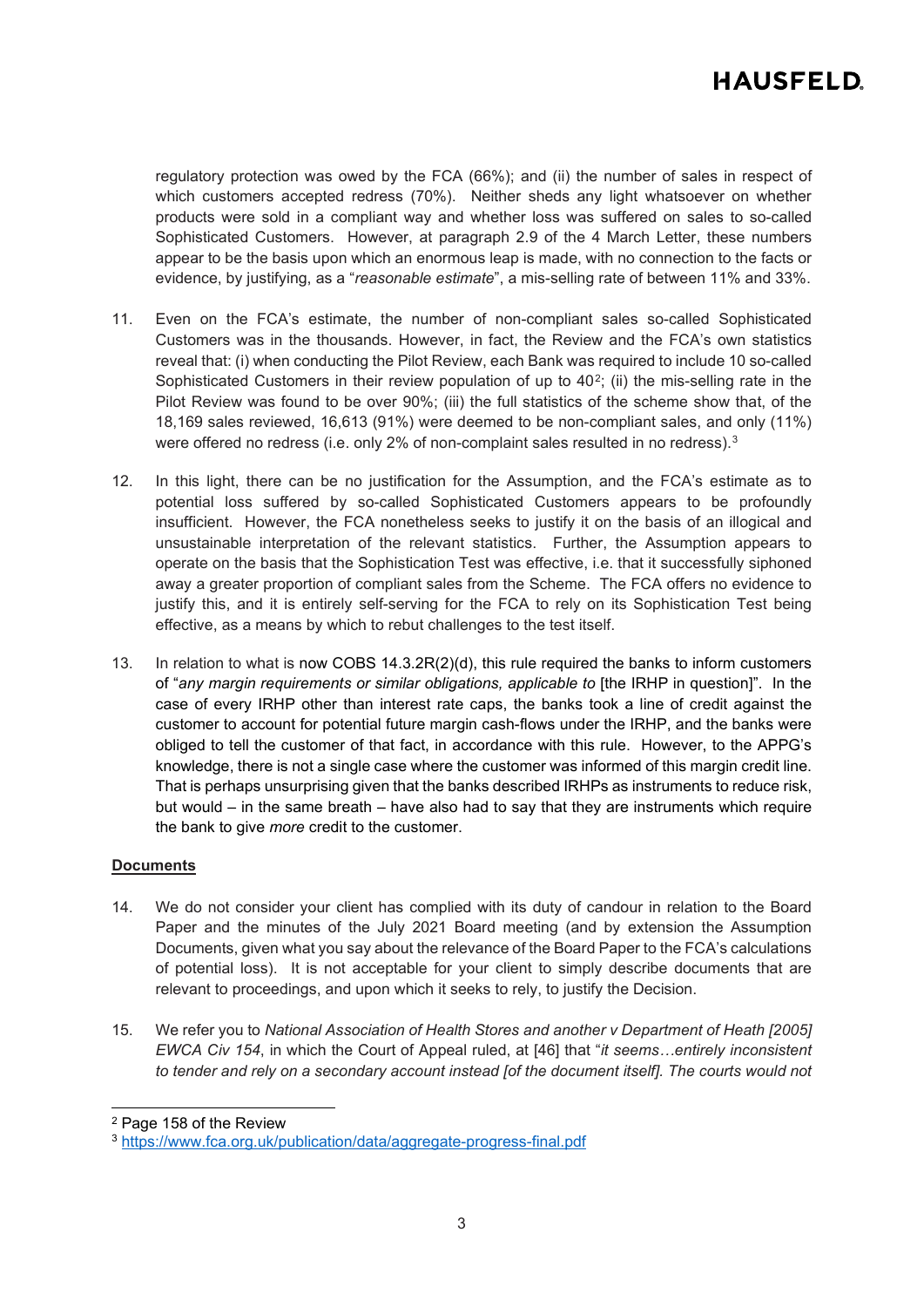regulatory protection was owed by the FCA (66%); and (ii) the number of sales in respect of which customers accepted redress (70%). Neither sheds any light whatsoever on whether products were sold in a compliant way and whether loss was suffered on sales to so-called Sophisticated Customers. However, at paragraph 2.9 of the 4 March Letter, these numbers appear to be the basis upon which an enormous leap is made, with no connection to the facts or evidence, by justifying, as a "*reasonable estimate*", a mis-selling rate of between 11% and 33%.

11. Even on the FCA's estimate, the number of non-compliant sales so-called Sophisticated Customers was in the thousands. However, in fact, the Review and the FCA's own statistics reveal that: (i) when conducting the Pilot Review, each Bank was required to include 10 so-called Sophisticated Customers in their review population of up to 40[2]; (ii) the mis-selling rate in the Pilot Review was found to be over 90%; (iii) the full statistics of the scheme show that, of the 18,169 sales reviewed, 16,613 (91%) were deemed to be non-compliant sales, and only (11%) were offered no redress (i.e. only 2% of non-complaint sales resulted in no redress).[3]

12. In this light, there can be no justification for the Assumption, and the FCA's estimate as to potential loss suffered by so-called Sophisticated Customers appears to be profoundly insufficient. However, the FCA nonetheless seeks to justify it on the basis of an illogical and unsustainable interpretation of the relevant statistics. Further, the Assumption appears to operate on the basis that the Sophistication Test was effective, i.e. that it successfully siphoned away a greater proportion of compliant sales from the Scheme. The FCA offers no evidence to justify this, and it is entirely self-serving for the FCA to rely on its Sophistication Test being effective, as a means by which to rebut challenges to the test itself.

13. In relation to what is now COBS 14.3.2R(2)(d), this rule required the banks to inform customers of "*any margin requirements or similar obligations, applicable to* [the IRHP in question]". In the case of every IRHP other than interest rate caps, the banks took a line of credit against the customer to account for potential future margin cash-flows under the IRHP, and the banks were obliged to tell the customer of that fact, in accordance with this rule. However, to the APPG's knowledge, there is not a single case where the customer was informed of this margin credit line. That is perhaps unsurprising given that the banks described IRHPs as instruments to reduce risk, but would – in the same breath – have also had to say that they are instruments which require the bank to give *more* credit to the customer.

## Documents

14. We do not consider your client has complied with its duty of candour in relation to the Board Paper and the minutes of the July 2021 Board meeting (and by extension the Assumption Documents, given what you say about the relevance of the Board Paper to the FCA's calculations of potential loss). It is not acceptable for your client to simply describe documents that are relevant to proceedings, and upon which it seeks to rely, to justify the Decision.

15. We refer you to *National Association of Health Stores and another v Department of Heath [2005] EWCA Civ 154*, in which the Court of Appeal ruled, at [46] that "*it seems…entirely inconsistent to tender and rely on a secondary account instead [of the document itself]. The courts would not*

---

[2] Page 158 of the Review

[3] https://www.fca.org.uk/publication/data/aggregate-progress-final.pdf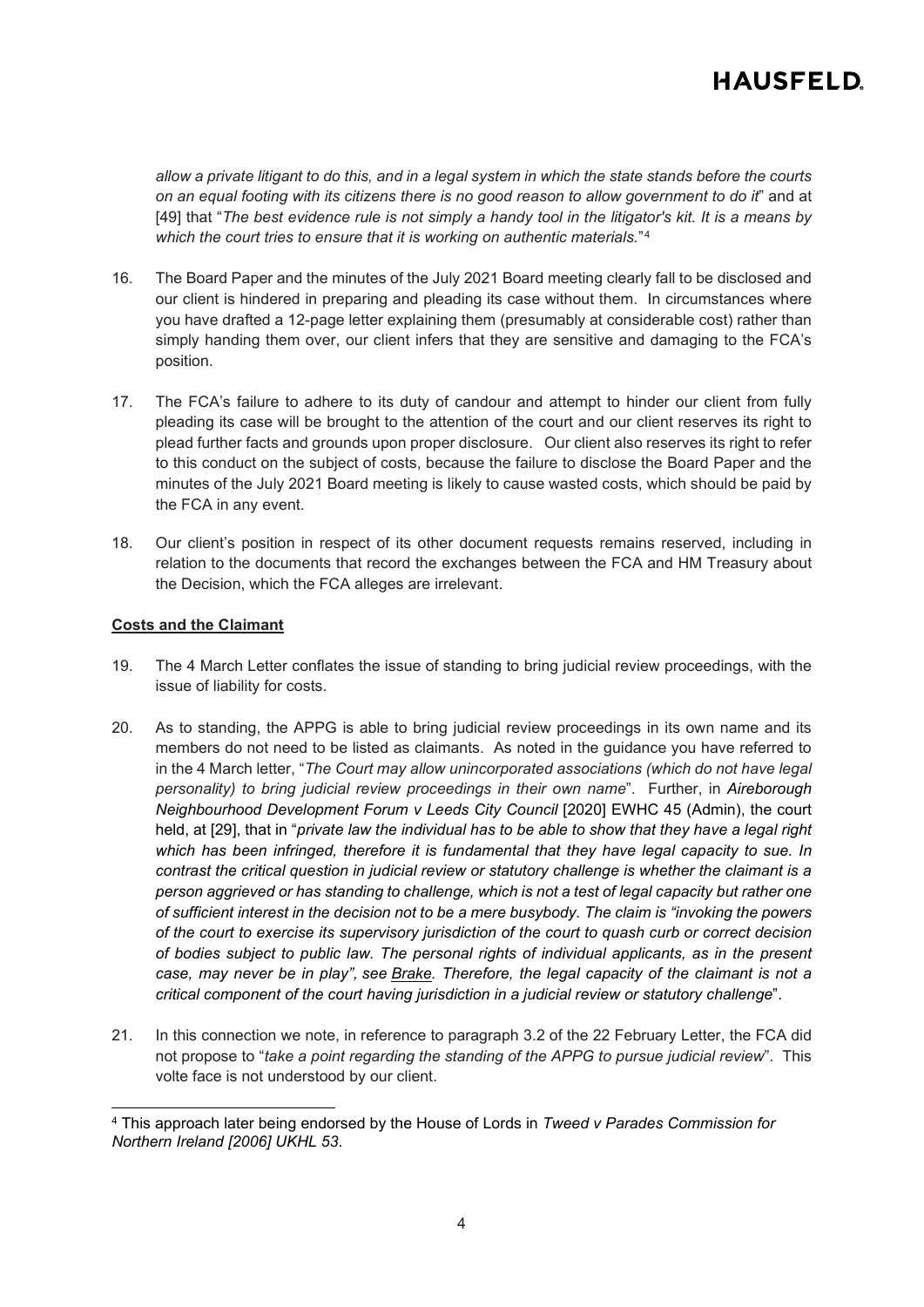*allow a private litigant to do this, and in a legal system in which the state stands before the courts on an equal footing with its citizens there is no good reason to allow government to do it*" and at [49] that "*The best evidence rule is not simply a handy tool in the litigator's kit. It is a means by which the court tries to ensure that it is working on authentic materials.*"[4]

16. The Board Paper and the minutes of the July 2021 Board meeting clearly fall to be disclosed and our client is hindered in preparing and pleading its case without them. In circumstances where you have drafted a 12-page letter explaining them (presumably at considerable cost) rather than simply handing them over, our client infers that they are sensitive and damaging to the FCA's position.

17. The FCA's failure to adhere to its duty of candour and attempt to hinder our client from fully pleading its case will be brought to the attention of the court and our client reserves its right to plead further facts and grounds upon proper disclosure. Our client also reserves its right to refer to this conduct on the subject of costs, because the failure to disclose the Board Paper and the minutes of the July 2021 Board meeting is likely to cause wasted costs, which should be paid by the FCA in any event.

18. Our client's position in respect of its other document requests remains reserved, including in relation to the documents that record the exchanges between the FCA and HM Treasury about the Decision, which the FCA alleges are irrelevant.

**Costs and the Claimant**

19. The 4 March Letter conflates the issue of standing to bring judicial review proceedings, with the issue of liability for costs.

20. As to standing, the APPG is able to bring judicial review proceedings in its own name and its members do not need to be listed as claimants. As noted in the guidance you have referred to in the 4 March letter, "*The Court may allow unincorporated associations (which do not have legal personality) to bring judicial review proceedings in their own name*". Further, in *Aireborough Neighbourhood Development Forum v Leeds City Council* [2020] EWHC 45 (Admin), the court held, at [29], that in "*private law the individual has to be able to show that they have a legal right which has been infringed, therefore it is fundamental that they have legal capacity to sue. In contrast the critical question in judicial review or statutory challenge is whether the claimant is a person aggrieved or has standing to challenge, which is not a test of legal capacity but rather one of sufficient interest in the decision not to be a mere busybody. The claim is "invoking the powers of the court to exercise its supervisory jurisdiction of the court to quash curb or correct decision of bodies subject to public law. The personal rights of individual applicants, as in the present case, may never be in play", see Brake. Therefore, the legal capacity of the claimant is not a critical component of the court having jurisdiction in a judicial review or statutory challenge*".

21. In this connection we note, in reference to paragraph 3.2 of the 22 February Letter, the FCA did not propose to "*take a point regarding the standing of the APPG to pursue judicial review*". This volte face is not understood by our client.

---

[4] This approach later being endorsed by the House of Lords in *Tweed v Parades Commission for Northern Ireland [2006] UKHL 53*.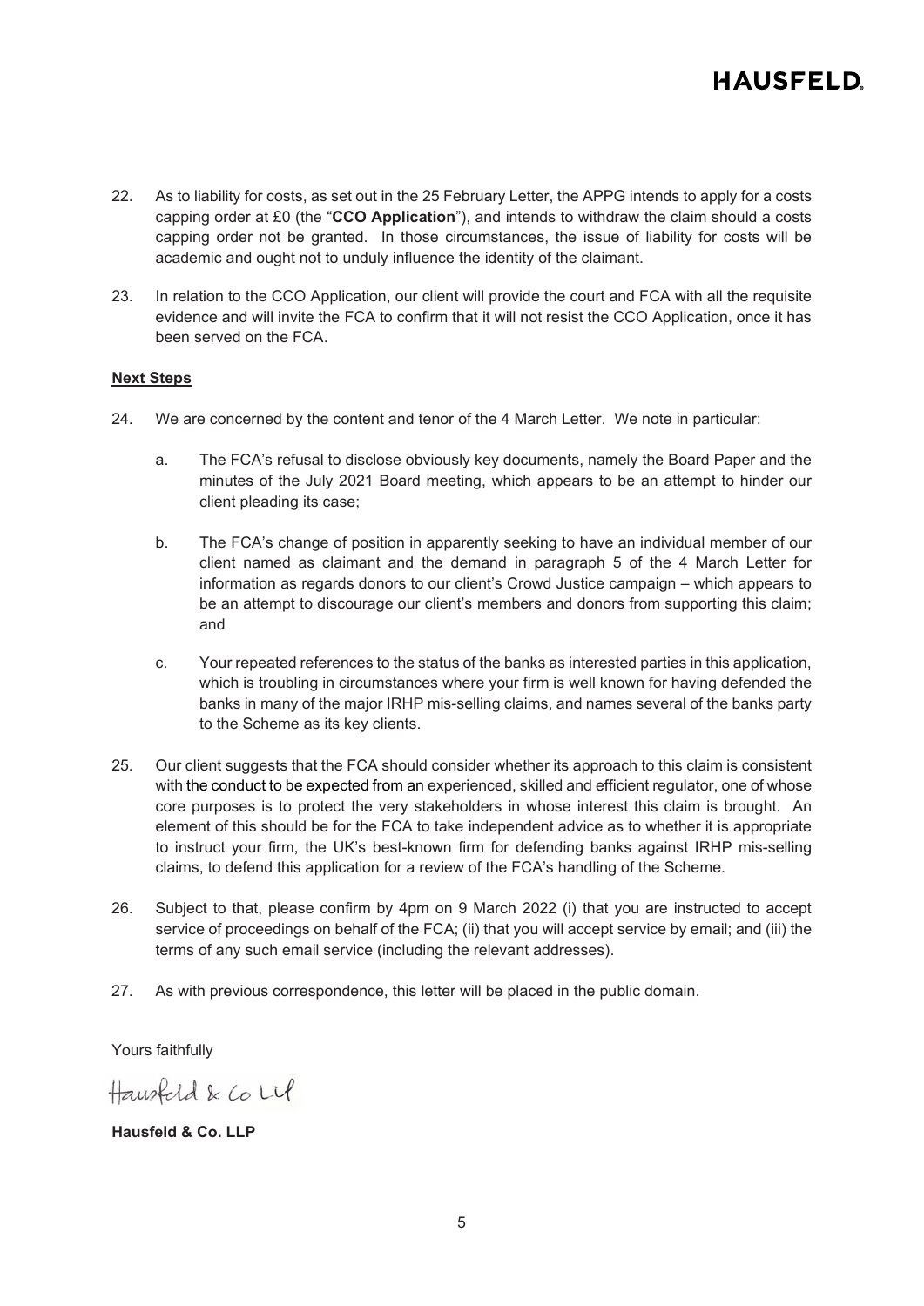22. As to liability for costs, as set out in the 25 February Letter, the APPG intends to apply for a costs capping order at £0 (the "**CCO Application**"), and intends to withdraw the claim should a costs capping order not be granted. In those circumstances, the issue of liability for costs will be academic and ought not to unduly influence the identity of the claimant.

23. In relation to the CCO Application, our client will provide the court and FCA with all the requisite evidence and will invite the FCA to confirm that it will not resist the CCO Application, once it has been served on the FCA.

**Next Steps**

24. We are concerned by the content and tenor of the 4 March Letter. We note in particular:

    a. The FCA's refusal to disclose obviously key documents, namely the Board Paper and the minutes of the July 2021 Board meeting, which appears to be an attempt to hinder our client pleading its case;

    b. The FCA's change of position in apparently seeking to have an individual member of our client named as claimant and the demand in paragraph 5 of the 4 March Letter for information as regards donors to our client's Crowd Justice campaign – which appears to be an attempt to discourage our client's members and donors from supporting this claim; and

    c. Your repeated references to the status of the banks as interested parties in this application, which is troubling in circumstances where your firm is well known for having defended the banks in many of the major IRHP mis-selling claims, and names several of the banks party to the Scheme as its key clients.

25. Our client suggests that the FCA should consider whether its approach to this claim is consistent with the conduct to be expected from an experienced, skilled and efficient regulator, one of whose core purposes is to protect the very stakeholders in whose interest this claim is brought. An element of this should be for the FCA to take independent advice as to whether it is appropriate to instruct your firm, the UK's best-known firm for defending banks against IRHP mis-selling claims, to defend this application for a review of the FCA's handling of the Scheme.

26. Subject to that, please confirm by 4pm on 9 March 2022 (i) that you are instructed to accept service of proceedings on behalf of the FCA; (ii) that you will accept service by email; and (iii) the terms of any such email service (including the relevant addresses).

27. As with previous correspondence, this letter will be placed in the public domain.

Yours faithfully

Hausfeld & Co LLP

**Hausfeld & Co. LLP**